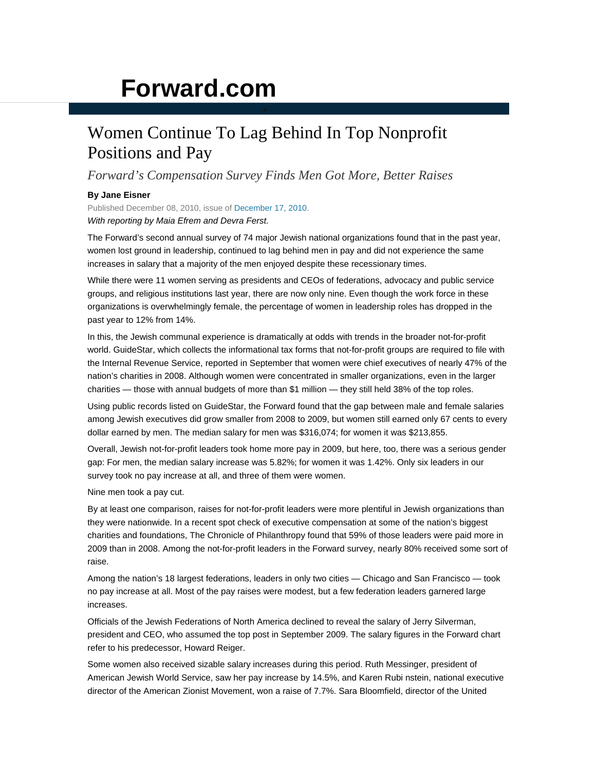# Forward.com

## Women Continue To Lag Behind In Top Nonprofit Positions and Pay

### *Forward's Compensation Survey Finds Men Got More, Better Raises*

**By Jane Eisner**

Published December 08, 2010, issue of December 17, 2010.

*With reporting by Maia Efrem and Devra Ferst.*

The Forward's second annual survey of 74 major Jewish national organizations found that in the past year, women lost ground in leadership, continued to lag behind men in pay and did not experience the same increases in salary that a majority of the men enjoyed despite these recessionary times.

While there were 11 women serving as presidents and CEOs of federations, advocacy and public service groups, and religious institutions last year, there are now only nine. Even though the work force in these organizations is overwhelmingly female, the percentage of women in leadership roles has dropped in the past year to 12% from 14%.

In this, the Jewish communal experience is dramatically at odds with trends in the broader not-for-profit world. GuideStar, which collects the informational tax forms that not-for-profit groups are required to file with the Internal Revenue Service, reported in September that women were chief executives of nearly 47% of the nation's charities in 2008. Although women were concentrated in smaller organizations, even in the larger charities — those with annual budgets of more than $1 million — they still held 38% of the top roles.

Using public records listed on GuideStar, the Forward found that the gap between male and female salaries among Jewish executives did grow smaller from 2008 to 2009, but women still earned only 67 cents to every dollar earned by men. The median salary for men was $316,074; for women it was $213,855.

Overall, Jewish not-for-profit leaders took home more pay in 2009, but here, too, there was a serious gender gap: For men, the median salary increase was 5.82%; for women it was 1.42%. Only six leaders in our survey took no pay increase at all, and three of them were women.

Nine men took a pay cut.

By at least one comparison, raises for not-for-profit leaders were more plentiful in Jewish organizations than they were nationwide. In a recent spot check of executive compensation at some of the nation's biggest charities and foundations, The Chronicle of Philanthropy found that 59% of those leaders were paid more in 2009 than in 2008. Among the not-for-profit leaders in the Forward survey, nearly 80% received some sort of raise.

Among the nation's 18 largest federations, leaders in only two cities — Chicago and San Francisco — took no pay increase at all. Most of the pay raises were modest, but a few federation leaders garnered large increases.

Officials of the Jewish Federations of North America declined to reveal the salary of Jerry Silverman, president and CEO, who assumed the top post in September 2009. The salary figures in the Forward chart refer to his predecessor, Howard Reiger.

Some women also received sizable salary increases during this period. Ruth Messinger, president of American Jewish World Service, saw her pay increase by 14.5%, and Karen Rubi nstein, national executive director of the American Zionist Movement, won a raise of 7.7%. Sara Bloomfield, director of the United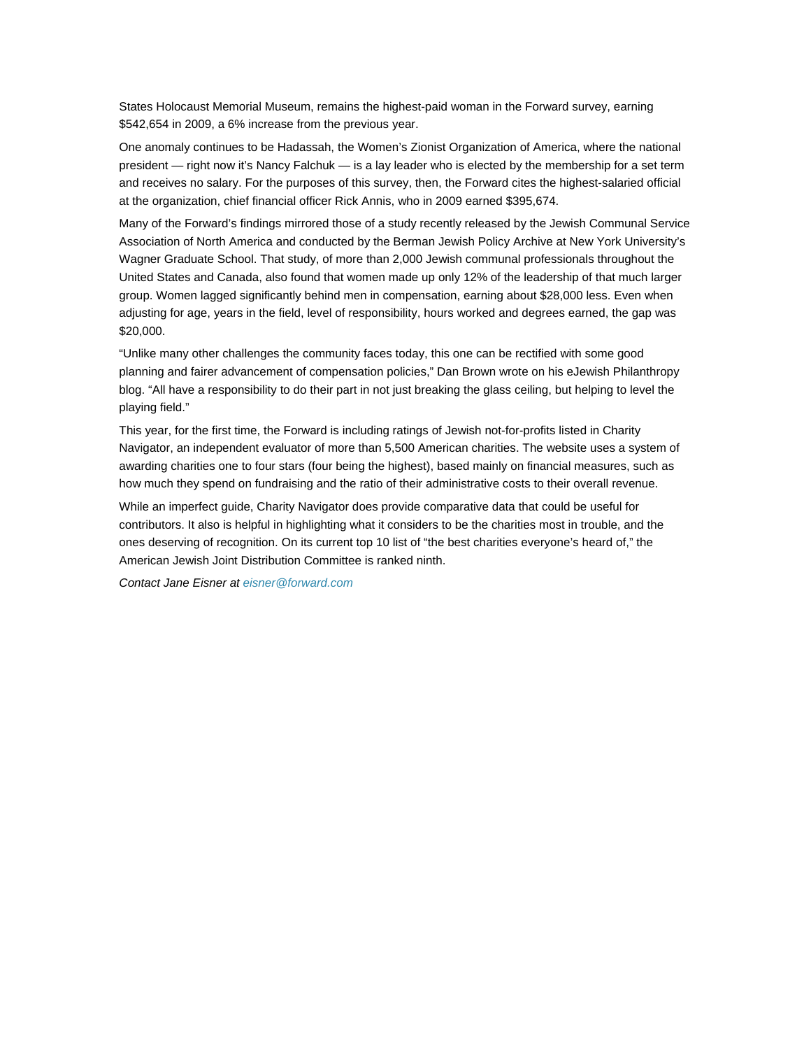States Holocaust Memorial Museum, remains the highest-paid woman in the Forward survey, earning $542,654 in 2009, a 6% increase from the previous year.

One anomaly continues to be Hadassah, the Women's Zionist Organization of America, where the national president — right now it's Nancy Falchuk — is a lay leader who is elected by the membership for a set term and receives no salary. For the purposes of this survey, then, the Forward cites the highest-salaried official at the organization, chief financial officer Rick Annis, who in 2009 earned $395,674.

Many of the Forward's findings mirrored those of a study recently released by the Jewish Communal Service Association of North America and conducted by the Berman Jewish Policy Archive at New York University's Wagner Graduate School. That study, of more than 2,000 Jewish communal professionals throughout the United States and Canada, also found that women made up only 12% of the leadership of that much larger group. Women lagged significantly behind men in compensation, earning about $28,000 less. Even when adjusting for age, years in the field, level of responsibility, hours worked and degrees earned, the gap was $20,000.

"Unlike many other challenges the community faces today, this one can be rectified with some good planning and fairer advancement of compensation policies," Dan Brown wrote on his eJewish Philanthropy blog. "All have a responsibility to do their part in not just breaking the glass ceiling, but helping to level the playing field."

This year, for the first time, the Forward is including ratings of Jewish not-for-profits listed in Charity Navigator, an independent evaluator of more than 5,500 American charities. The website uses a system of awarding charities one to four stars (four being the highest), based mainly on financial measures, such as how much they spend on fundraising and the ratio of their administrative costs to their overall revenue.

While an imperfect guide, Charity Navigator does provide comparative data that could be useful for contributors. It also is helpful in highlighting what it considers to be the charities most in trouble, and the ones deserving of recognition. On its current top 10 list of "the best charities everyone's heard of," the American Jewish Joint Distribution Committee is ranked ninth.

*Contact Jane Eisner at eisner@forward.com*